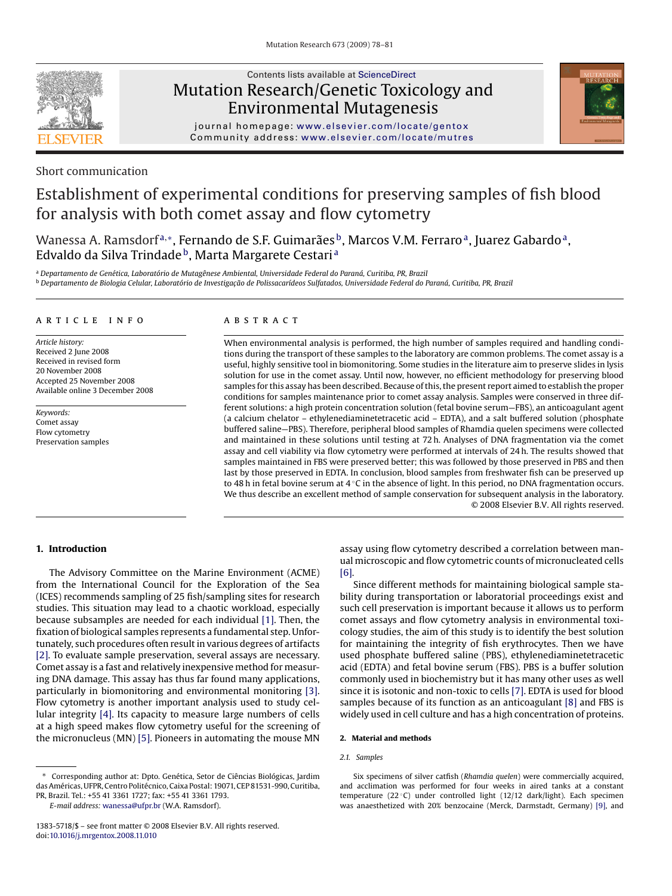Short communication

# Establishment of experimental conditions for preserving samples of fish blood for analysis with both comet assay and flow cytometry

Wanessa A. Ramsdorf[a,*], Fernando de S.F. Guimarães[b], Marcos V.M. Ferraro[a], Juarez Gabardo[a], Edvaldo da Silva Trindade[b], Marta Margarete Cestari[a]

[a] *Departamento de Genética, Laboratório de Mutagênese Ambiental, Universidade Federal do Paraná, Curitiba, PR, Brazil*
[b] *Departamento de Biologia Celular, Laboratório de Investigação de Polissacarídeos Sulfatados, Universidade Federal do Paraná, Curitiba, PR, Brazil*

**ARTICLE INFO**

*Article history:*
Received 2 June 2008
Received in revised form 20 November 2008
Accepted 25 November 2008
Available online 3 December 2008

*Keywords:*
Comet assay
Flow cytometry
Preservation samples

**ABSTRACT**

When environmental analysis is performed, the high number of samples required and handling conditions during the transport of these samples to the laboratory are common problems. The comet assay is a useful, highly sensitive tool in biomonitoring. Some studies in the literature aim to preserve slides in lysis solution for use in the comet assay. Until now, however, no efficient methodology for preserving blood samples for this assay has been described. Because of this, the present report aimed to establish the proper conditions for samples maintenance prior to comet assay analysis. Samples were conserved in three different solutions: a high protein concentration solution (fetal bovine serum—FBS), an anticoagulant agent (a calcium chelator – ethylenediaminetetracetic acid – EDTA), and a salt buffered solution (phosphate buffered saline—PBS). Therefore, peripheral blood samples of Rhamdia quelen specimens were collected and maintained in these solutions until testing at 72 h. Analyses of DNA fragmentation via the comet assay and cell viability via flow cytometry were performed at intervals of 24 h. The results showed that samples maintained in FBS were preserved better; this was followed by those preserved in PBS and then last by those preserved in EDTA. In conclusion, blood samples from freshwater fish can be preserved up to 48 h in fetal bovine serum at 4 °C in the absence of light. In this period, no DNA fragmentation occurs. We thus describe an excellent method of sample conservation for subsequent analysis in the laboratory.

© 2008 Elsevier B.V. All rights reserved.

## 1. Introduction

The Advisory Committee on the Marine Environment (ACME) from the International Council for the Exploration of the Sea (ICES) recommends sampling of 25 fish/sampling sites for research studies. This situation may lead to a chaotic workload, especially because subsamples are needed for each individual [1]. Then, the fixation of biological samples represents a fundamental step. Unfortunately, such procedures often result in various degrees of artifacts [2]. To evaluate sample preservation, several assays are necessary. Comet assay is a fast and relatively inexpensive method for measuring DNA damage. This assay has thus far found many applications, particularly in biomonitoring and environmental monitoring [3]. Flow cytometry is another important analysis used to study cellular integrity [4]. Its capacity to measure large numbers of cells at a high speed makes flow cytometry useful for the screening of the micronucleus (MN) [5]. Pioneers in automating the mouse MN assay using flow cytometry described a correlation between manual microscopic and flow cytometric counts of micronucleated cells [6].

Since different methods for maintaining biological sample stability during transportation or laboratorial proceedings exist and such cell preservation is important because it allows us to perform comet assays and flow cytometry analysis in environmental toxicology studies, the aim of this study is to identify the best solution for maintaining the integrity of fish erythrocytes. Then we have used phosphate buffered saline (PBS), ethylenediaminetetracetic acid (EDTA) and fetal bovine serum (FBS). PBS is a buffer solution commonly used in biochemistry but it has many other uses as well since it is isotonic and non-toxic to cells [7]. EDTA is used for blood samples because of its function as an anticoagulant [8] and FBS is widely used in cell culture and has a high concentration of proteins.

### 2. Material and methods

#### 2.1. Samples

Six specimens of silver catfish (*Rhamdia quelen*) were commercially acquired, and acclimation was performed for four weeks in aired tanks at a constant temperature (22 °C) under controlled light (12/12 dark/light). Each specimen was anaesthetized with 20% benzocaine (Merck, Darmstadt, Germany) [9], and

\* Corresponding author at: Dpto. Genética, Setor de Ciências Biológicas, Jardim das Américas, UFPR, Centro Politécnico, Caixa Postal: 19071, CEP 81531-990, Curitiba, PR, Brazil. Tel.: +55 41 3361 1727; fax: +55 41 3361 1793.
*E-mail address:* wanessa@ufpr.br (W.A. Ramsdorf).

1383-5718/$ – see front matter © 2008 Elsevier B.V. All rights reserved.
doi:10.1016/j.mrgentox.2008.11.010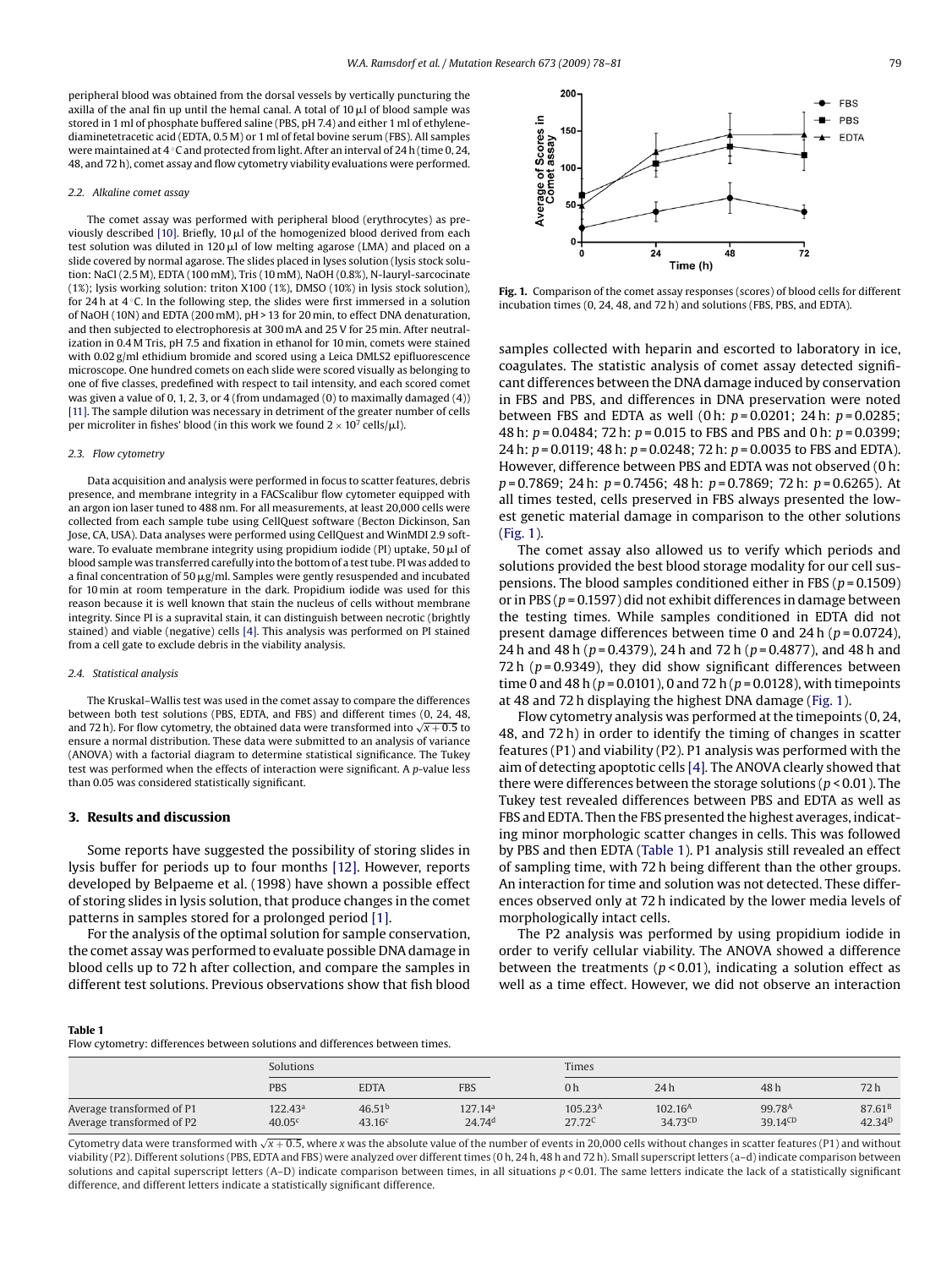peripheral blood was obtained from the dorsal vessels by vertically puncturing the axilla of the anal fin up until the hemal canal. A total of 10 μl of blood sample was stored in 1 ml of phosphate buffered saline (PBS, pH 7.4) and either 1 ml of ethylenediaminetetracetic acid (EDTA, 0.5 M) or 1 ml of fetal bovine serum (FBS). All samples were maintained at 4 °C and protected from light. After an interval of 24 h (time 0, 24, 48, and 72 h), comet assay and flow cytometry viability evaluations were performed.

### 2.2. Alkaline comet assay

The comet assay was performed with peripheral blood (erythrocytes) as previously described [10]. Briefly, 10 μl of the homogenized blood derived from each test solution was diluted in 120 μl of low melting agarose (LMA) and placed on a slide covered by normal agarose. The slides placed in lyses solution (lysis stock solution: NaCl (2.5 M), EDTA (100 mM), Tris (10 mM), NaOH (0.8%), N-lauryl-sarcocinate (1%); lysis working solution: triton X100 (1%), DMSO (10%) in lysis stock solution), for 24 h at 4 °C. In the following step, the slides were first immersed in a solution of NaOH (10N) and EDTA (200 mM), pH > 13 for 20 min, to effect DNA denaturation, and then subjected to electrophoresis at 300 mA and 25 V for 25 min. After neutralization in 0.4 M Tris, pH 7.5 and fixation in ethanol for 10 min, comets were stained with 0.02 g/ml ethidium bromide and scored using a Leica DMLS2 epifluorescence microscope. One hundred comets on each slide were scored visually as belonging to one of five classes, predefined with respect to tail intensity, and each scored comet was given a value of 0, 1, 2, 3, or 4 (from undamaged (0) to maximally damaged (4)) [11]. The sample dilution was necessary in detriment of the greater number of cells per microliter in fishes' blood (in this work we found $2 \times 10^7$ cells/μl).

### 2.3. Flow cytometry

Data acquisition and analysis were performed in focus to scatter features, debris presence, and membrane integrity in a FACScalibur flow cytometer equipped with an argon ion laser tuned to 488 nm. For all measurements, at least 20,000 cells were collected from each sample tube using CellQuest software (Becton Dickinson, San Jose, CA, USA). Data analyses were performed using CellQuest and WinMDI 2.9 software. To evaluate membrane integrity using propidium iodide (PI) uptake, 50 μl of blood sample was transferred carefully into the bottom of a test tube. PI was added to a final concentration of 50 μg/ml. Samples were gently resuspended and incubated for 10 min at room temperature in the dark. Propidium iodide was used for this reason because it is well known that stain the nucleus of cells without membrane integrity. Since PI is a supravital stain, it can distinguish between necrotic (brightly stained) and viable (negative) cells [4]. This analysis was performed on PI stained from a cell gate to exclude debris in the viability analysis.

### 2.4. Statistical analysis

The Kruskal–Wallis test was used in the comet assay to compare the differences between both test solutions (PBS, EDTA, and FBS) and different times (0, 24, 48, and 72 h). For flow cytometry, the obtained data were transformed into $\sqrt{x+0.5}$ to ensure a normal distribution. These data were submitted to an analysis of variance (ANOVA) with a factorial diagram to determine statistical significance. The Tukey test was performed when the effects of interaction were significant. A *p*-value less than 0.05 was considered statistically significant.

## 3. Results and discussion

Some reports have suggested the possibility of storing slides in lysis buffer for periods up to four months [12]. However, reports developed by Belpaeme et al. (1998) have shown a possible effect of storing slides in lysis solution, that produce changes in the comet patterns in samples stored for a prolonged period [1].

For the analysis of the optimal solution for sample conservation, the comet assay was performed to evaluate possible DNA damage in blood cells up to 72 h after collection, and compare the samples in different test solutions. Previous observations show that fish blood samples collected with heparin and escorted to laboratory in ice, coagulates. The statistic analysis of comet assay detected significant differences between the DNA damage induced by conservation in FBS and PBS, and differences in DNA preservation were noted between FBS and EDTA as well (0 h: $p = 0.0201$; 24 h: $p = 0.0285$; 48 h: $p = 0.0484$; 72 h: $p = 0.015$ to FBS and PBS and 0 h: $p = 0.0399$; 24 h: $p = 0.0119$; 48 h: $p = 0.0248$; 72 h: $p = 0.0035$ to FBS and EDTA). However, difference between PBS and EDTA was not observed (0 h: $p = 0.7869$; 24 h: $p = 0.7456$; 48 h: $p = 0.7869$; 72 h: $p = 0.6265$). At all times tested, cells preserved in FBS always presented the lowest genetic material damage in comparison to the other solutions (Fig. 1).

Fig. 1. Comparison of the comet assay responses (scores) of blood cells for different incubation times (0, 24, 48, and 72 h) and solutions (FBS, PBS, and EDTA).

The comet assay also allowed us to verify which periods and solutions provided the best blood storage modality for our cell suspensions. The blood samples conditioned either in FBS ($p = 0.1509$) or in PBS ($p = 0.1597$) did not exhibit differences in damage between the testing times. While samples conditioned in EDTA did not present damage differences between time 0 and 24 h ($p = 0.0724$), 24 h and 48 h ($p = 0.4379$), 24 h and 72 h ($p = 0.4877$), and 48 h and 72 h ($p = 0.9349$), they did show significant differences between time 0 and 48 h ($p = 0.0101$), 0 and 72 h ($p = 0.0128$), with timepoints at 48 and 72 h displaying the highest DNA damage (Fig. 1).

Flow cytometry analysis was performed at the timepoints (0, 24, 48, and 72 h) in order to identify the timing of changes in scatter features (P1) and viability (P2). P1 analysis was performed with the aim of detecting apoptotic cells [4]. The ANOVA clearly showed that there were differences between the storage solutions ($p < 0.01$). The Tukey test revealed differences between PBS and EDTA as well as FBS and EDTA. Then the FBS presented the highest averages, indicating minor morphologic scatter changes in cells. This was followed by PBS and then EDTA (Table 1). P1 analysis still revealed an effect of sampling time, with 72 h being different than the other groups. An interaction for time and solution was not detected. These differences observed only at 72 h indicated by the lower media levels of morphologically intact cells.

The P2 analysis was performed by using propidium iodide in order to verify cellular viability. The ANOVA showed a difference between the treatments ($p < 0.01$), indicating a solution effect as well as a time effect. However, we did not observe an interaction

**Table 1**
Flow cytometry: differences between solutions and differences between times.

| | Solutions | | | Times | | | |
|---|---|---|---|---|---|---|---|
| | PBS | EDTA | FBS | 0 h | 24 h | 48 h | 72 h |
| Average transformed of P1 | $122.43^{a}$ | $46.51^{b}$ | $127.14^{a}$ | $105.23^{A}$ | $102.16^{A}$ | $99.78^{A}$ | $87.61^{B}$ |
| Average transformed of P2 | $40.05^{c}$ | $43.16^{c}$ | $24.74^{d}$ | $27.72^{C}$ | $34.73^{CD}$ | $39.14^{CD}$ | $42.34^{D}$ |

Cytometry data were transformed with $\sqrt{x+0.5}$, where *x* was the absolute value of the number of events in 20,000 cells without changes in scatter features (P1) and without viability (P2). Different solutions (PBS, EDTA and FBS) were analyzed over different times (0 h, 24 h, 48 h and 72 h). Small superscript letters (a–d) indicate comparison between solutions and capital superscript letters (A–D) indicate comparison between times, in all situations $p < 0.01$. The same letters indicate the lack of a statistically significant difference, and different letters indicate a statistically significant difference.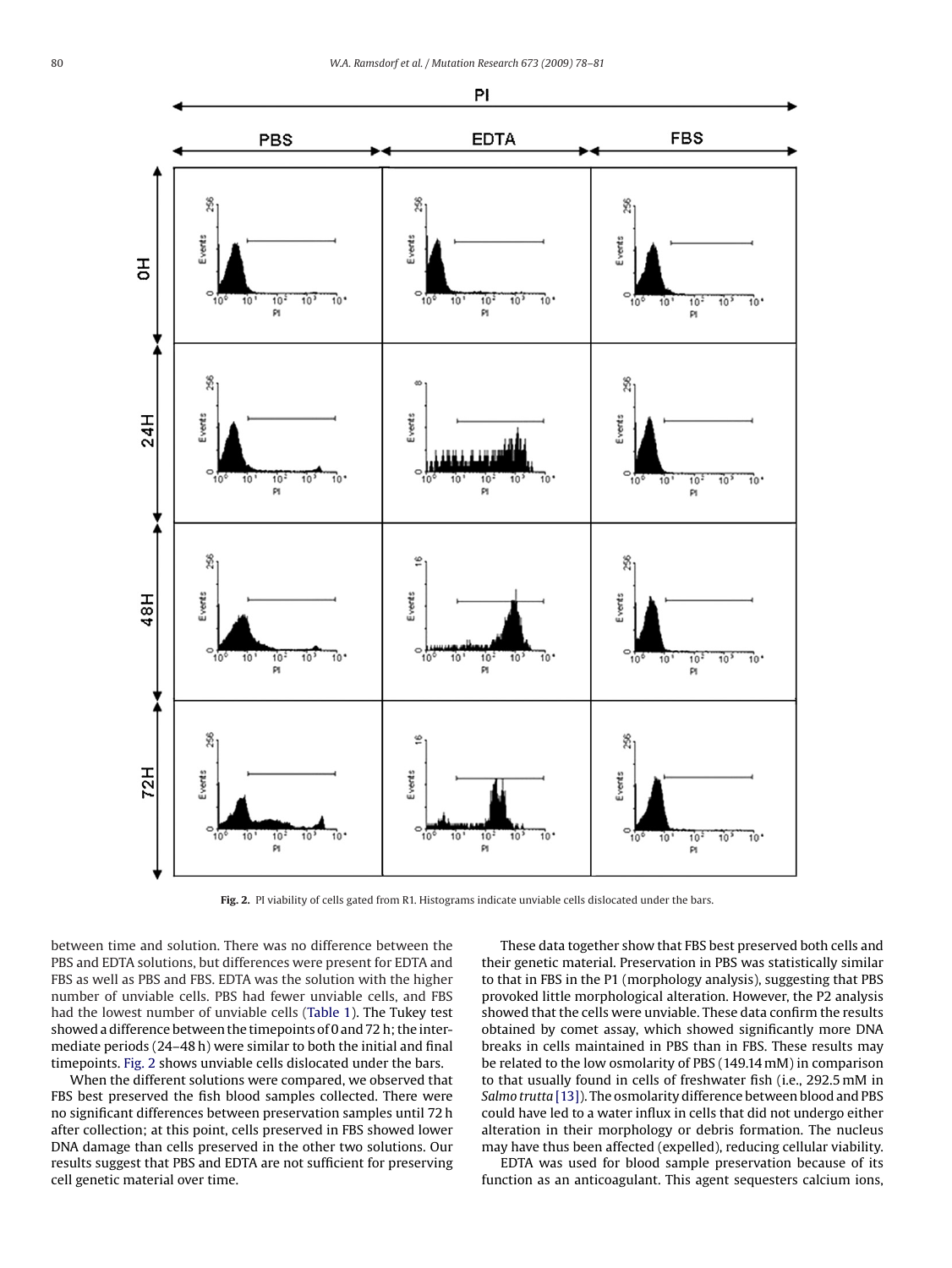Fig. 2. PI viability of cells gated from R1. Histograms indicate unviable cells dislocated under the bars.

between time and solution. There was no difference between the PBS and EDTA solutions, but differences were present for EDTA and FBS as well as PBS and FBS. EDTA was the solution with the higher number of unviable cells. PBS had fewer unviable cells, and FBS had the lowest number of unviable cells (Table 1). The Tukey test showed a difference between the timepoints of 0 and 72 h; the intermediate periods (24–48 h) were similar to both the initial and final timepoints. Fig. 2 shows unviable cells dislocated under the bars.

When the different solutions were compared, we observed that FBS best preserved the fish blood samples collected. There were no significant differences between preservation samples until 72 h after collection; at this point, cells preserved in FBS showed lower DNA damage than cells preserved in the other two solutions. Our results suggest that PBS and EDTA are not sufficient for preserving cell genetic material over time.

These data together show that FBS best preserved both cells and their genetic material. Preservation in PBS was statistically similar to that in FBS in the P1 (morphology analysis), suggesting that PBS provoked little morphological alteration. However, the P2 analysis showed that the cells were unviable. These data confirm the results obtained by comet assay, which showed significantly more DNA breaks in cells maintained in PBS than in FBS. These results may be related to the low osmolarity of PBS (149.14 mM) in comparison to that usually found in cells of freshwater fish (i.e., 292.5 mM in *Salmo trutta* [13]). The osmolarity difference between blood and PBS could have led to a water influx in cells that did not undergo either alteration in their morphology or debris formation. The nucleus may have thus been affected (expelled), reducing cellular viability.

EDTA was used for blood sample preservation because of its function as an anticoagulant. This agent sequesters calcium ions,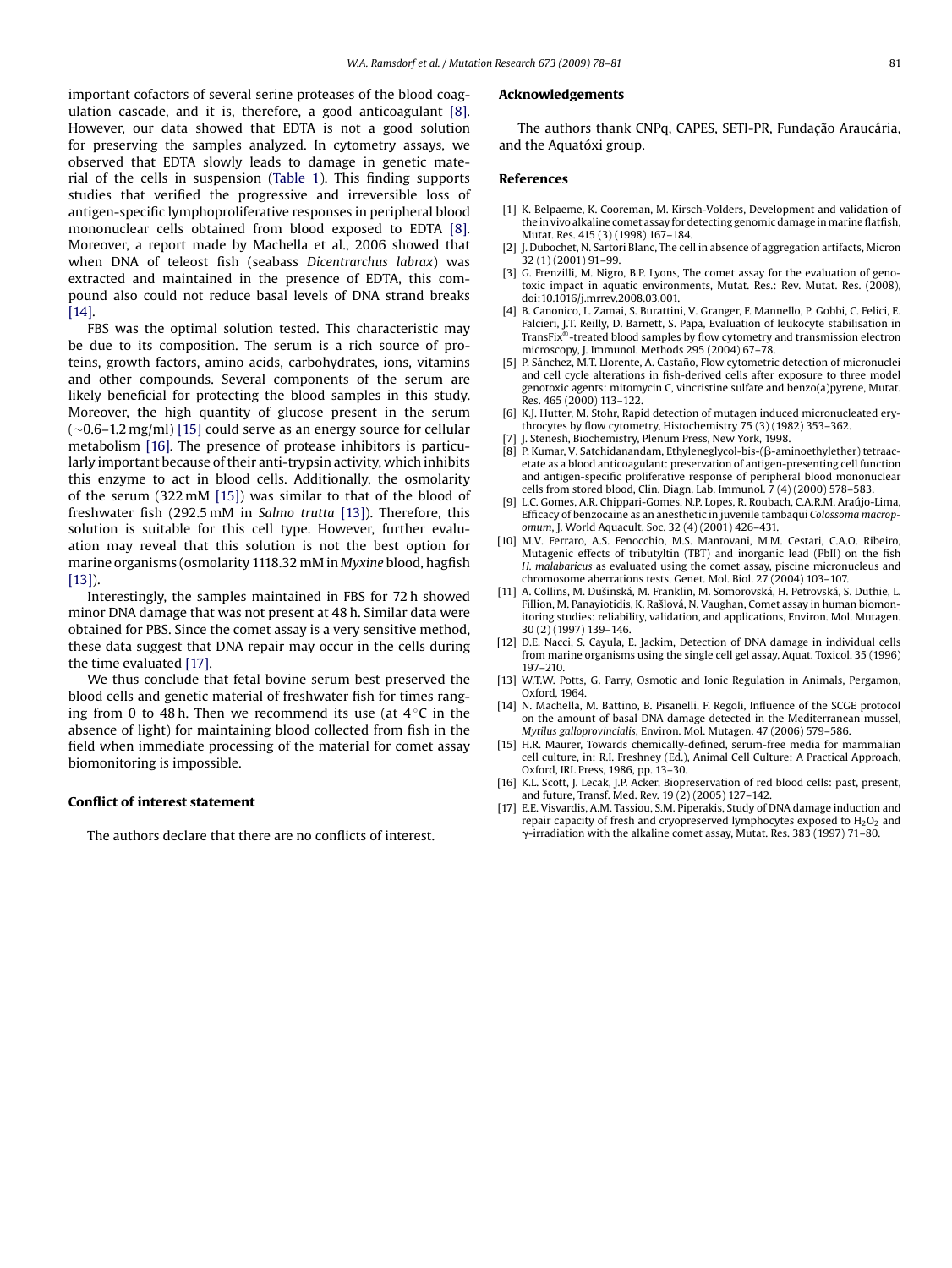important cofactors of several serine proteases of the blood coagulation cascade, and it is, therefore, a good anticoagulant [8]. However, our data showed that EDTA is not a good solution for preserving the samples analyzed. In cytometry assays, we observed that EDTA slowly leads to damage in genetic material of the cells in suspension (Table 1). This finding supports studies that verified the progressive and irreversible loss of antigen-specific lymphoproliferative responses in peripheral blood mononuclear cells obtained from blood exposed to EDTA [8]. Moreover, a report made by Machella et al., 2006 showed that when DNA of teleost fish (seabass *Dicentrarchus labrax*) was extracted and maintained in the presence of EDTA, this compound also could not reduce basal levels of DNA strand breaks [14].

FBS was the optimal solution tested. This characteristic may be due to its composition. The serum is a rich source of proteins, growth factors, amino acids, carbohydrates, ions, vitamins and other compounds. Several components of the serum are likely beneficial for protecting the blood samples in this study. Moreover, the high quantity of glucose present in the serum (~0.6–1.2 mg/ml) [15] could serve as an energy source for cellular metabolism [16]. The presence of protease inhibitors is particularly important because of their anti-trypsin activity, which inhibits this enzyme to act in blood cells. Additionally, the osmolarity of the serum (322 mM [15]) was similar to that of the blood of freshwater fish (292.5 mM in *Salmo trutta* [13]). Therefore, this solution is suitable for this cell type. However, further evaluation may reveal that this solution is not the best option for marine organisms (osmolarity 1118.32 mM in *Myxine* blood, hagfish [13]).

Interestingly, the samples maintained in FBS for 72 h showed minor DNA damage that was not present at 48 h. Similar data were obtained for PBS. Since the comet assay is a very sensitive method, these data suggest that DNA repair may occur in the cells during the time evaluated [17].

We thus conclude that fetal bovine serum best preserved the blood cells and genetic material of freshwater fish for times ranging from 0 to 48 h. Then we recommend its use (at 4 °C in the absence of light) for maintaining blood collected from fish in the field when immediate processing of the material for comet assay biomonitoring is impossible.

## Conflict of interest statement

The authors declare that there are no conflicts of interest.

## Acknowledgements

The authors thank CNPq, CAPES, SETI-PR, Fundação Araucária, and the Aquatóxi group.

## References

[1] K. Belpaeme, K. Cooreman, M. Kirsch-Volders, Development and validation of the in vivo alkaline comet assay for detecting genomic damage in marine flatfish, Mutat. Res. 415 (3) (1998) 167–184.

[2] J. Dubochet, N. Sartori Blanc, The cell in absence of aggregation artifacts, Micron 32 (1) (2001) 91–99.

[3] G. Frenzilli, M. Nigro, B.P. Lyons, The comet assay for the evaluation of genotoxic impact in aquatic environments, Mutat. Res.: Rev. Mutat. Res. (2008), doi:10.1016/j.mrrev.2008.03.001.

[4] B. Canonico, L. Zamai, S. Burattini, V. Granger, F. Mannello, P. Gobbi, C. Felici, E. Falcieri, J.T. Reilly, D. Barnett, S. Papa, Evaluation of leukocyte stabilisation in TransFix®-treated blood samples by flow cytometry and transmission electron microscopy, J. Immunol. Methods 295 (2004) 67–78.

[5] P. Sánchez, M.T. Llorente, A. Castaño, Flow cytometric detection of micronuclei and cell cycle alterations in fish-derived cells after exposure to three model genotoxic agents: mitomycin C, vincristine sulfate and benzo(a)pyrene, Mutat. Res. 465 (2000) 113–122.

[6] K.J. Hutter, M. Stohr, Rapid detection of mutagen induced micronucleated erythrocytes by flow cytometry, Histochemistry 75 (3) (1982) 353–362.

[7] J. Stenesh, Biochemistry, Plenum Press, New York, 1998.

[8] P. Kumar, V. Satchidanandam, Ethyleneglycol-bis-(β-aminoethylether) tetraacetate as a blood anticoagulant: preservation of antigen-presenting cell function and antigen-specific proliferative response of peripheral blood mononuclear cells from stored blood, Clin. Diagn. Lab. Immunol. 7 (4) (2000) 578–583.

[9] L.C. Gomes, A.R. Chippari-Gomes, N.P. Lopes, R. Roubach, C.A.R.M. Araújo-Lima, Efficacy of benzocaine as an anesthetic in juvenile tambaqui *Colossoma macropomum*, J. World Aquacult. Soc. 32 (4) (2001) 426–431.

[10] M.V. Ferraro, A.S. Fenocchio, M.S. Mantovani, M.M. Cestari, C.A.O. Ribeiro, Mutagenic effects of tributyltin (TBT) and inorganic lead (PbII) on the fish *H. malabaricus* as evaluated using the comet assay, piscine micronucleus and chromosome aberrations tests, Genet. Mol. Biol. 27 (2004) 103–107.

[11] A. Collins, M. Dušinská, M. Franklin, M. Somorovská, H. Petrovská, S. Duthie, L. Fillion, M. Panayiotidis, K. Rašlová, N. Vaughan, Comet assay in human biomonitoring studies: reliability, validation, and applications, Environ. Mol. Mutagen. 30 (2) (1997) 139–146.

[12] D.E. Nacci, S. Cayula, E. Jackim, Detection of DNA damage in individual cells from marine organisms using the single cell gel assay, Aquat. Toxicol. 35 (1996) 197–210.

[13] W.T.W. Potts, G. Parry, Osmotic and Ionic Regulation in Animals, Pergamon, Oxford, 1964.

[14] N. Machella, M. Battino, B. Pisanelli, F. Regoli, Influence of the SCGE protocol on the amount of basal DNA damage detected in the Mediterranean mussel, *Mytilus galloprovincialis*, Environ. Mol. Mutagen. 47 (2006) 579–586.

[15] H.R. Maurer, Towards chemically-defined, serum-free media for mammalian cell culture, in: R.I. Freshney (Ed.), Animal Cell Culture: A Practical Approach, Oxford, IRL Press, 1986, pp. 13–30.

[16] K.L. Scott, J. Lecak, J.P. Acker, Biopreservation of red blood cells: past, present, and future, Transf. Med. Rev. 19 (2) (2005) 127–142.

[17] E.E. Visvardis, A.M. Tassiou, S.M. Piperakis, Study of DNA damage induction and repair capacity of fresh and cryopreserved lymphocytes exposed to $H_2O_2$ and γ-irradiation with the alkaline comet assay, Mutat. Res. 383 (1997) 71–80.